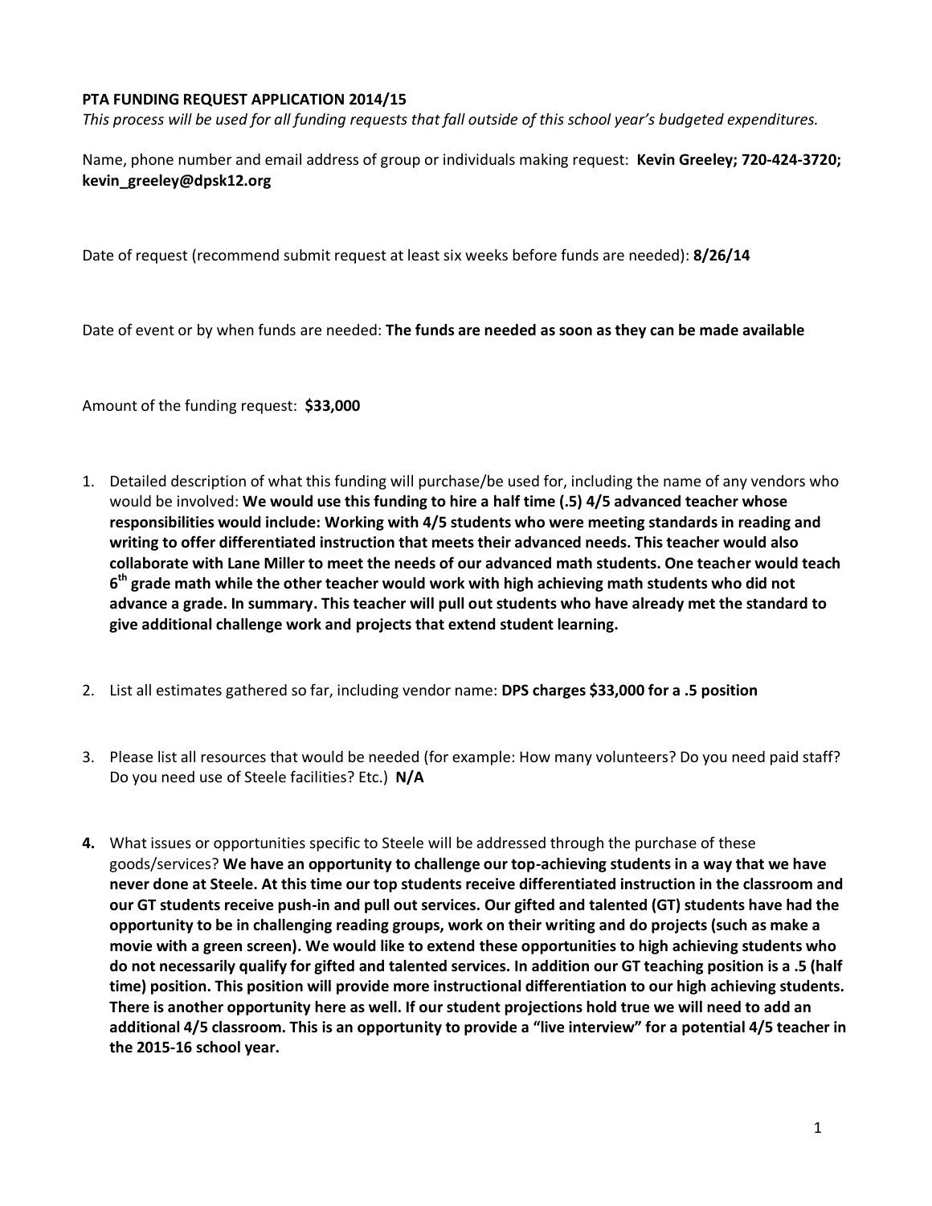**PTA FUNDING REQUEST APPLICATION 2014/15**

*This process will be used for all funding requests that fall outside of this school year's budgeted expenditures.*

Name, phone number and email address of group or individuals making request: **Kevin Greeley; 720-424-3720; kevin_greeley@dpsk12.org**

Date of request (recommend submit request at least six weeks before funds are needed): **8/26/14**

Date of event or by when funds are needed: **The funds are needed as soon as they can be made available**

Amount of the funding request: **$33,000**

1. Detailed description of what this funding will purchase/be used for, including the name of any vendors who would be involved: **We would use this funding to hire a half time (.5) 4/5 advanced teacher whose responsibilities would include: Working with 4/5 students who were meeting standards in reading and writing to offer differentiated instruction that meets their advanced needs. This teacher would also collaborate with Lane Miller to meet the needs of our advanced math students. One teacher would teach 6th grade math while the other teacher would work with high achieving math students who did not advance a grade. In summary. This teacher will pull out students who have already met the standard to give additional challenge work and projects that extend student learning.**

2. List all estimates gathered so far, including vendor name: **DPS charges $33,000 for a .5 position**

3. Please list all resources that would be needed (for example: How many volunteers? Do you need paid staff? Do you need use of Steele facilities? Etc.) **N/A**

4. What issues or opportunities specific to Steele will be addressed through the purchase of these goods/services? **We have an opportunity to challenge our top-achieving students in a way that we have never done at Steele. At this time our top students receive differentiated instruction in the classroom and our GT students receive push-in and pull out services. Our gifted and talented (GT) students have had the opportunity to be in challenging reading groups, work on their writing and do projects (such as make a movie with a green screen). We would like to extend these opportunities to high achieving students who do not necessarily qualify for gifted and talented services. In addition our GT teaching position is a .5 (half time) position. This position will provide more instructional differentiation to our high achieving students. There is another opportunity here as well. If our student projections hold true we will need to add an additional 4/5 classroom. This is an opportunity to provide a "live interview" for a potential 4/5 teacher in the 2015-16 school year.**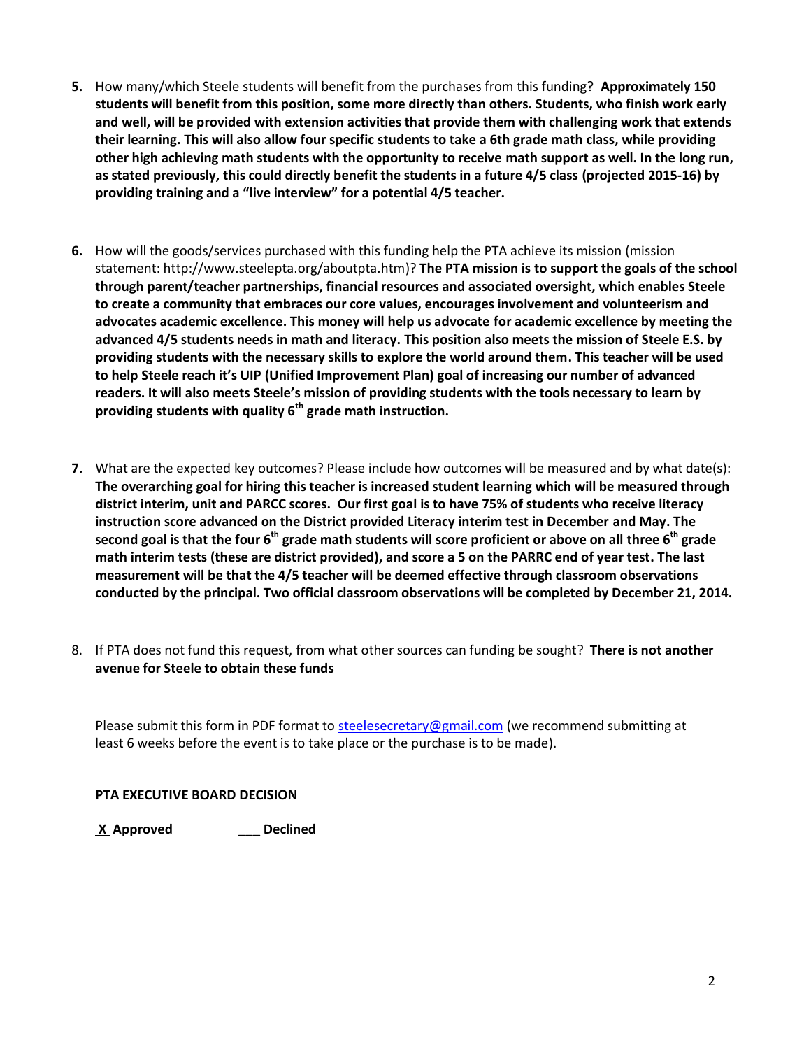5. How many/which Steele students will benefit from the purchases from this funding? **Approximately 150 students will benefit from this position, some more directly than others. Students, who finish work early and well, will be provided with extension activities that provide them with challenging work that extends their learning. This will also allow four specific students to take a 6th grade math class, while providing other high achieving math students with the opportunity to receive math support as well. In the long run, as stated previously, this could directly benefit the students in a future 4/5 class (projected 2015-16) by providing training and a "live interview" for a potential 4/5 teacher.**

6. How will the goods/services purchased with this funding help the PTA achieve its mission (mission statement: http://www.steelepta.org/aboutpta.htm)? **The PTA mission is to support the goals of the school through parent/teacher partnerships, financial resources and associated oversight, which enables Steele to create a community that embraces our core values, encourages involvement and volunteerism and advocates academic excellence. This money will help us advocate for academic excellence by meeting the advanced 4/5 students needs in math and literacy. This position also meets the mission of Steele E.S. by providing students with the necessary skills to explore the world around them. This teacher will be used to help Steele reach it's UIP (Unified Improvement Plan) goal of increasing our number of advanced readers. It will also meets Steele's mission of providing students with the tools necessary to learn by providing students with quality 6th grade math instruction.**

7. What are the expected key outcomes? Please include how outcomes will be measured and by what date(s): **The overarching goal for hiring this teacher is increased student learning which will be measured through district interim, unit and PARCC scores. Our first goal is to have 75% of students who receive literacy instruction score advanced on the District provided Literacy interim test in December and May. The second goal is that the four 6th grade math students will score proficient or above on all three 6th grade math interim tests (these are district provided), and score a 5 on the PARRC end of year test. The last measurement will be that the 4/5 teacher will be deemed effective through classroom observations conducted by the principal. Two official classroom observations will be completed by December 21, 2014.**

8. If PTA does not fund this request, from what other sources can funding be sought? **There is not another avenue for Steele to obtain these funds**

Please submit this form in PDF format to steelesecretary@gmail.com (we recommend submitting at least 6 weeks before the event is to take place or the purchase is to be made).

**PTA EXECUTIVE BOARD DECISION**

**X Approved** ___ **Declined**